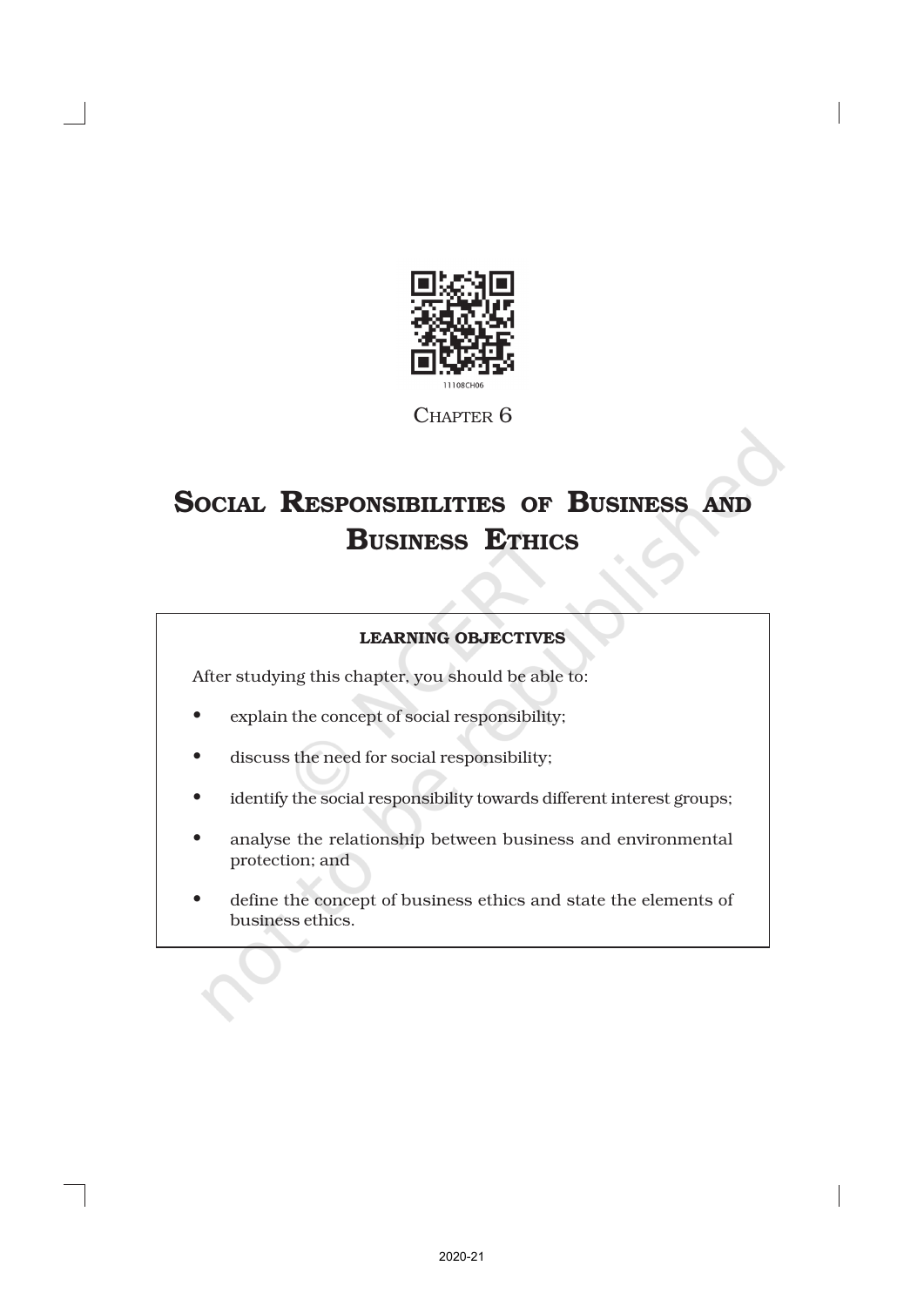CHAPTER 6

# SOCIAL RESPONSIBILITIES OF BUSINESS AND BUSINESS ETHICS

**LEARNING OBJECTIVES**

After studying this chapter, you should be able to:

- explain the concept of social responsibility;
- discuss the need for social responsibility;
- identify the social responsibility towards different interest groups;
- analyse the relationship between business and environmental protection; and
- define the concept of business ethics and state the elements of business ethics.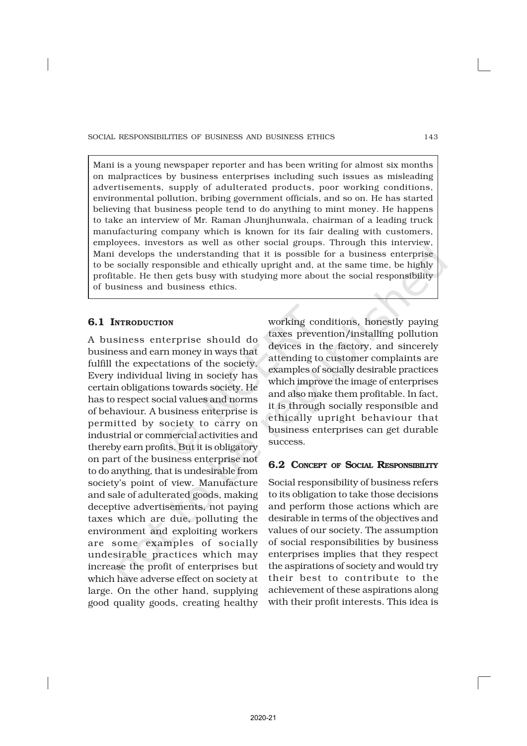Mani is a young newspaper reporter and has been writing for almost six months on malpractices by business enterprises including such issues as misleading advertisements, supply of adulterated products, poor working conditions, environmental pollution, bribing government officials, and so on. He has started believing that business people tend to do anything to mint money. He happens to take an interview of Mr. Raman Jhunjhunwala, chairman of a leading truck manufacturing company which is known for its fair dealing with customers, employees, investors as well as other social groups. Through this interview, Mani develops the understanding that it is possible for a business enterprise to be socially responsible and ethically upright and, at the same time, be highly profitable. He then gets busy with studying more about the social responsibility of business and business ethics.

## 6.1 Introduction

A business enterprise should do business and earn money in ways that fulfill the expectations of the society. Every individual living in society has certain obligations towards society. He has to respect social values and norms of behaviour. A business enterprise is permitted by society to carry on industrial or commercial activities and thereby earn profits. But it is obligatory on part of the business enterprise not to do anything, that is undesirable from society's point of view. Manufacture and sale of adulterated goods, making deceptive advertisements, not paying taxes which are due, polluting the environment and exploiting workers are some examples of socially undesirable practices which may increase the profit of enterprises but which have adverse effect on society at large. On the other hand, supplying good quality goods, creating healthy working conditions, honestly paying taxes prevention/installing pollution devices in the factory, and sincerely attending to customer complaints are examples of socially desirable practices which improve the image of enterprises and also make them profitable. In fact, it is through socially responsible and ethically upright behaviour that business enterprises can get durable success.

## 6.2 Concept of Social Responsibility

Social responsibility of business refers to its obligation to take those decisions and perform those actions which are desirable in terms of the objectives and values of our society. The assumption of social responsibilities by business enterprises implies that they respect the aspirations of society and would try their best to contribute to the achievement of these aspirations along with their profit interests. This idea is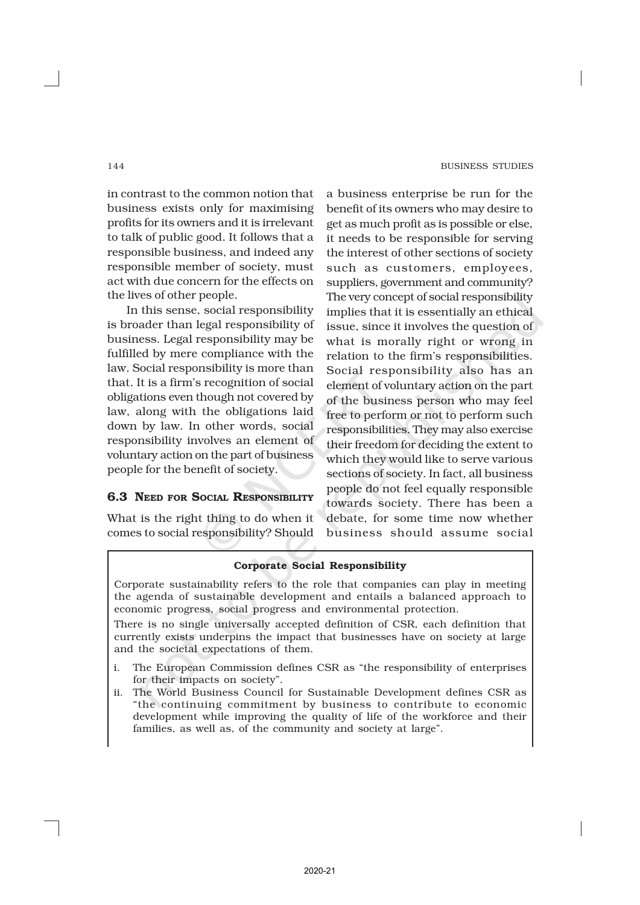in contrast to the common notion that business exists only for maximising profits for its owners and it is irrelevant to talk of public good. It follows that a responsible business, and indeed any responsible member of society, must act with due concern for the effects on the lives of other people.

In this sense, social responsibility is broader than legal responsibility of business. Legal responsibility may be fulfilled by mere compliance with the law. Social responsibility is more than that. It is a firm's recognition of social obligations even though not covered by law, along with the obligations laid down by law. In other words, social responsibility involves an element of voluntary action on the part of business people for the benefit of society.

## 6.3 Need for Social Responsibility

What is the right thing to do when it comes to social responsibility? Should a business enterprise be run for the benefit of its owners who may desire to get as much profit as is possible or else, it needs to be responsible for serving the interest of other sections of society such as customers, employees, suppliers, government and community? The very concept of social responsibility implies that it is essentially an ethical issue, since it involves the question of what is morally right or wrong in relation to the firm's responsibilities. Social responsibility also has an element of voluntary action on the part of the business person who may feel free to perform or not to perform such responsibilities. They may also exercise their freedom for deciding the extent to which they would like to serve various sections of society. In fact, all business people do not feel equally responsible towards society. There has been a debate, for some time now whether business should assume social

**Corporate Social Responsibility**

Corporate sustainability refers to the role that companies can play in meeting the agenda of sustainable development and entails a balanced approach to economic progress, social progress and environmental protection.

There is no single universally accepted definition of CSR, each definition that currently exists underpins the impact that businesses have on society at large and the societal expectations of them.

i. The European Commission defines CSR as "the responsibility of enterprises for their impacts on society".

ii. The World Business Council for Sustainable Development defines CSR as "the continuing commitment by business to contribute to economic development while improving the quality of life of the workforce and their families, as well as, of the community and society at large".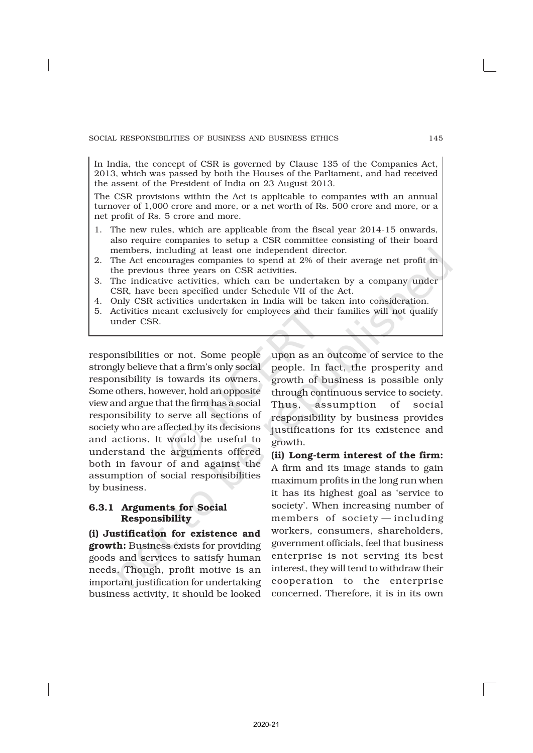In India, the concept of CSR is governed by Clause 135 of the Companies Act, 2013, which was passed by both the Houses of the Parliament, and had received the assent of the President of India on 23 August 2013.

The CSR provisions within the Act is applicable to companies with an annual turnover of 1,000 crore and more, or a net worth of Rs. 500 crore and more, or a net profit of Rs. 5 crore and more.

1. The new rules, which are applicable from the fiscal year 2014-15 onwards, also require companies to setup a CSR committee consisting of their board members, including at least one independent director.
2. The Act encourages companies to spend at 2% of their average net profit in the previous three years on CSR activities.
3. The indicative activities, which can be undertaken by a company under CSR, have been specified under Schedule VII of the Act.
4. Only CSR activities undertaken in India will be taken into consideration.
5. Activities meant exclusively for employees and their families will not qualify under CSR.

responsibilities or not. Some people strongly believe that a firm's only social responsibility is towards its owners. Some others, however, hold an opposite view and argue that the firm has a social responsibility to serve all sections of society who are affected by its decisions and actions. It would be useful to understand the arguments offered both in favour of and against the assumption of social responsibilities by business.

### 6.3.1 Arguments for Social Responsibility

**(i) Justification for existence and growth:** Business exists for providing goods and services to satisfy human needs. Though, profit motive is an important justification for undertaking business activity, it should be looked upon as an outcome of service to the people. In fact, the prosperity and growth of business is possible only through continuous service to society. Thus, assumption of social responsibility by business provides justifications for its existence and growth.

**(ii) Long-term interest of the firm:** A firm and its image stands to gain maximum profits in the long run when it has its highest goal as 'service to society'. When increasing number of members of society — including workers, consumers, shareholders, government officials, feel that business enterprise is not serving its best interest, they will tend to withdraw their cooperation to the enterprise concerned. Therefore, it is in its own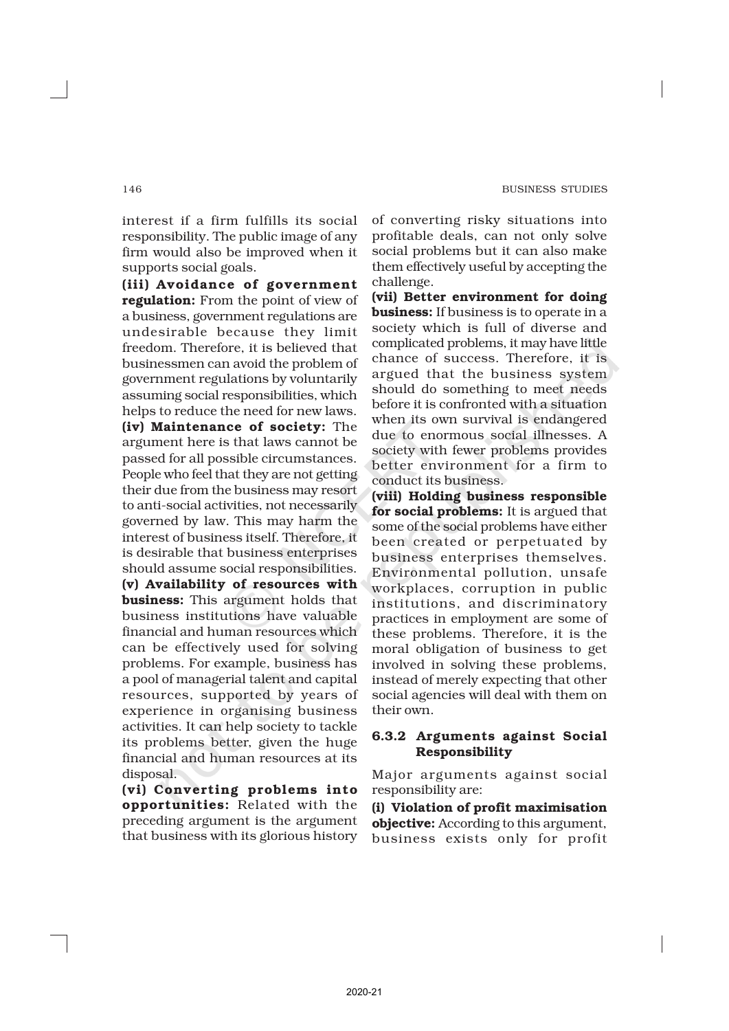interest if a firm fulfills its social responsibility. The public image of any firm would also be improved when it supports social goals.

**(iii) Avoidance of government regulation:** From the point of view of a business, government regulations are undesirable because they limit freedom. Therefore, it is believed that businessmen can avoid the problem of government regulations by voluntarily assuming social responsibilities, which helps to reduce the need for new laws.

**(iv) Maintenance of society:** The argument here is that laws cannot be passed for all possible circumstances. People who feel that they are not getting their due from the business may resort to anti-social activities, not necessarily governed by law. This may harm the interest of business itself. Therefore, it is desirable that business enterprises should assume social responsibilities.

**(v) Availability of resources with business:** This argument holds that business institutions have valuable financial and human resources which can be effectively used for solving problems. For example, business has a pool of managerial talent and capital resources, supported by years of experience in organising business activities. It can help society to tackle its problems better, given the huge financial and human resources at its disposal.

**(vi) Converting problems into opportunities:** Related with the preceding argument is the argument that business with its glorious history of converting risky situations into profitable deals, can not only solve social problems but it can also make them effectively useful by accepting the challenge.

**(vii) Better environment for doing business:** If business is to operate in a society which is full of diverse and complicated problems, it may have little chance of success. Therefore, it is argued that the business system should do something to meet needs before it is confronted with a situation when its own survival is endangered due to enormous social illnesses. A society with fewer problems provides better environment for a firm to conduct its business.

**(viii) Holding business responsible for social problems:** It is argued that some of the social problems have either been created or perpetuated by business enterprises themselves. Environmental pollution, unsafe workplaces, corruption in public institutions, and discriminatory practices in employment are some of these problems. Therefore, it is the moral obligation of business to get involved in solving these problems, instead of merely expecting that other social agencies will deal with them on their own.

### 6.3.2 Arguments against Social Responsibility

Major arguments against social responsibility are:

**(i) Violation of profit maximisation objective:** According to this argument, business exists only for profit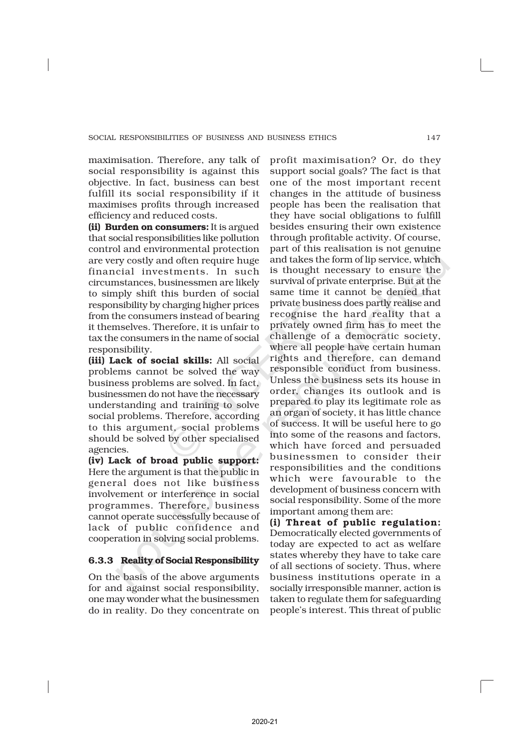maximisation. Therefore, any talk of social responsibility is against this objective. In fact, business can best fulfill its social responsibility if it maximises profits through increased efficiency and reduced costs.

**(ii) Burden on consumers:** It is argued that social responsibilities like pollution control and environmental protection are very costly and often require huge financial investments. In such circumstances, businessmen are likely to simply shift this burden of social responsibility by charging higher prices from the consumers instead of bearing it themselves. Therefore, it is unfair to tax the consumers in the name of social responsibility.

**(iii) Lack of social skills:** All social problems cannot be solved the way business problems are solved. In fact, businessmen do not have the necessary understanding and training to solve social problems. Therefore, according to this argument, social problems should be solved by other specialised agencies.

**(iv) Lack of broad public support:** Here the argument is that the public in general does not like business involvement or interference in social programmes. Therefore, business cannot operate successfully because of lack of public confidence and cooperation in solving social problems.

### 6.3.3 Reality of Social Responsibility

On the basis of the above arguments for and against social responsibility, one may wonder what the businessmen do in reality. Do they concentrate on profit maximisation? Or, do they support social goals? The fact is that one of the most important recent changes in the attitude of business people has been the realisation that they have social obligations to fulfill besides ensuring their own existence through profitable activity. Of course, part of this realisation is not genuine and takes the form of lip service, which is thought necessary to ensure the survival of private enterprise. But at the same time it cannot be denied that private business does partly realise and recognise the hard reality that a privately owned firm has to meet the challenge of a democratic society, where all people have certain human rights and therefore, can demand responsible conduct from business. Unless the business sets its house in order, changes its outlook and is prepared to play its legitimate role as an organ of society, it has little chance of success. It will be useful here to go into some of the reasons and factors, which have forced and persuaded businessmen to consider their responsibilities and the conditions which were favourable to the development of business concern with social responsibility. Some of the more important among them are:

**(i) Threat of public regulation:** Democratically elected governments of today are expected to act as welfare states whereby they have to take care of all sections of society. Thus, where business institutions operate in a socially irresponsible manner, action is taken to regulate them for safeguarding people's interest. This threat of public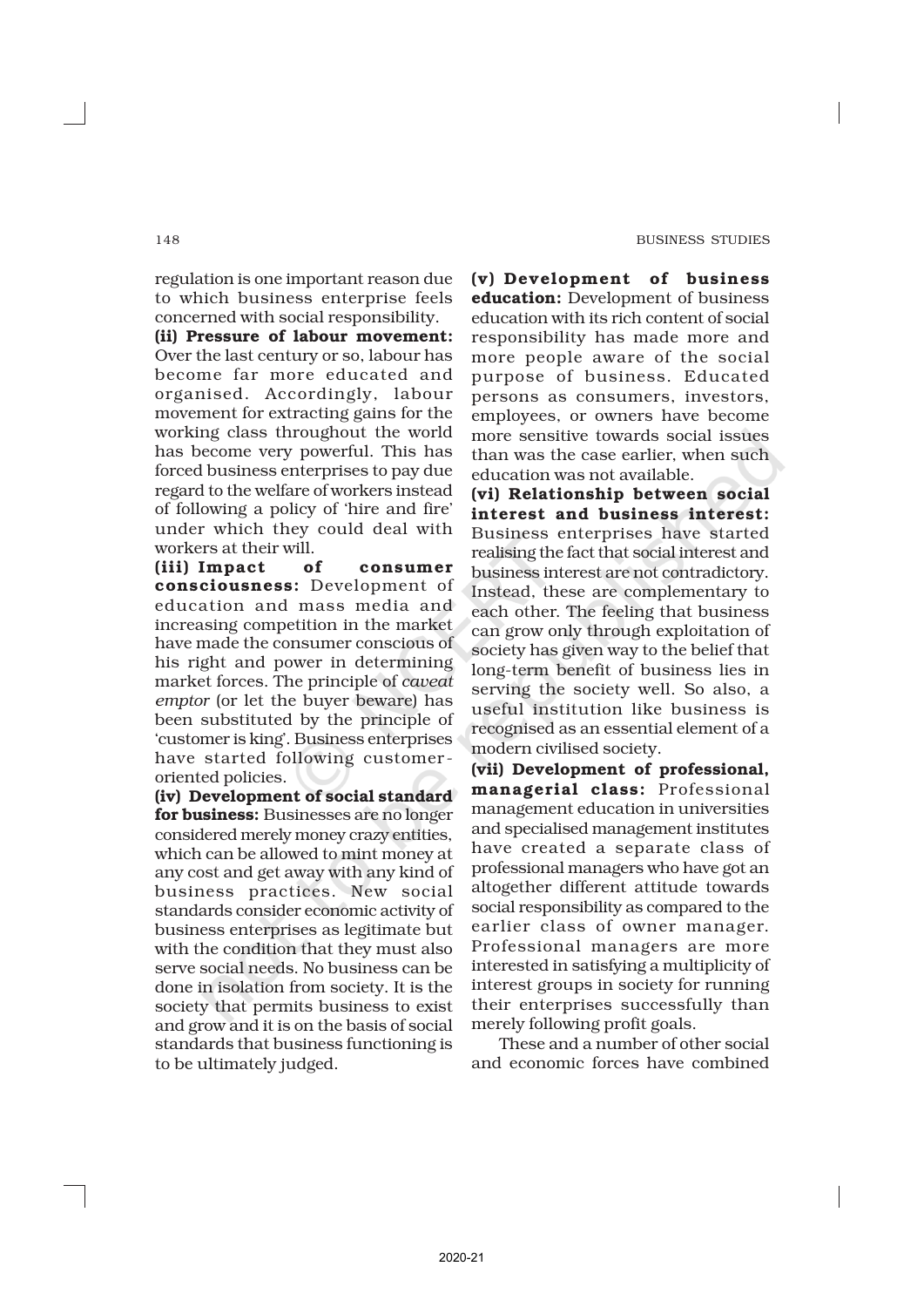regulation is one important reason due to which business enterprise feels concerned with social responsibility.

**(ii) Pressure of labour movement:** Over the last century or so, labour has become far more educated and organised. Accordingly, labour movement for extracting gains for the working class throughout the world has become very powerful. This has forced business enterprises to pay due regard to the welfare of workers instead of following a policy of 'hire and fire' under which they could deal with workers at their will.

**(iii) Impact of consumer consciousness:** Development of education and mass media and increasing competition in the market have made the consumer conscious of his right and power in determining market forces. The principle of *caveat emptor* (or let the buyer beware) has been substituted by the principle of 'customer is king'. Business enterprises have started following customer-oriented policies.

**(iv) Development of social standard for business:** Businesses are no longer considered merely money crazy entities, which can be allowed to mint money at any cost and get away with any kind of business practices. New social standards consider economic activity of business enterprises as legitimate but with the condition that they must also serve social needs. No business can be done in isolation from society. It is the society that permits business to exist and grow and it is on the basis of social standards that business functioning is to be ultimately judged.

**(v) Development of business education:** Development of business education with its rich content of social responsibility has made more and more people aware of the social purpose of business. Educated persons as consumers, investors, employees, or owners have become more sensitive towards social issues than was the case earlier, when such education was not available.

**(vi) Relationship between social interest and business interest:** Business enterprises have started realising the fact that social interest and business interest are not contradictory. Instead, these are complementary to each other. The feeling that business can grow only through exploitation of society has given way to the belief that long-term benefit of business lies in serving the society well. So also, a useful institution like business is recognised as an essential element of a modern civilised society.

**(vii) Development of professional, managerial class:** Professional management education in universities and specialised management institutes have created a separate class of professional managers who have got an altogether different attitude towards social responsibility as compared to the earlier class of owner manager. Professional managers are more interested in satisfying a multiplicity of interest groups in society for running their enterprises successfully than merely following profit goals.

These and a number of other social and economic forces have combined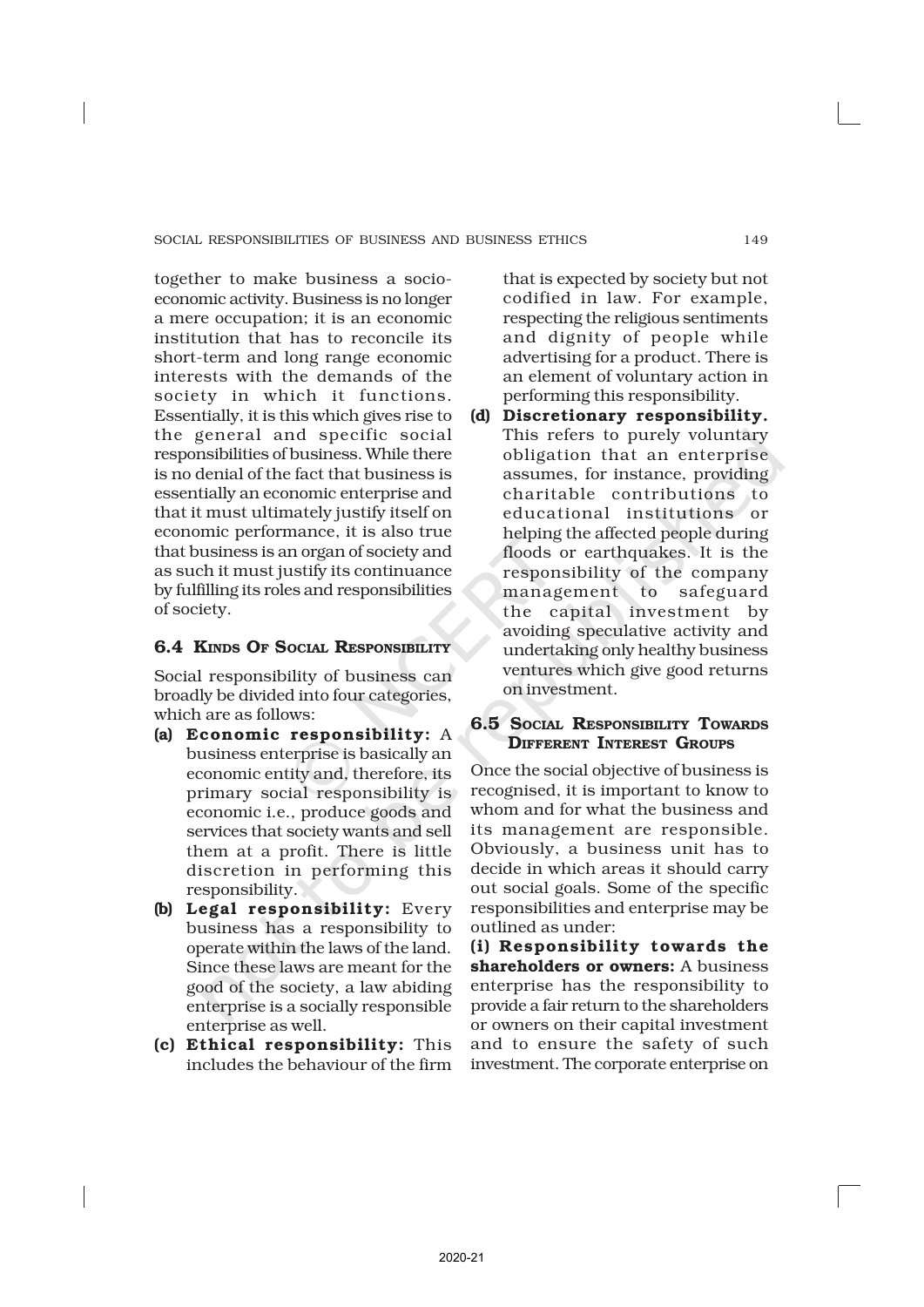together to make business a socio-economic activity. Business is no longer a mere occupation; it is an economic institution that has to reconcile its short-term and long range economic interests with the demands of the society in which it functions. Essentially, it is this which gives rise to the general and specific social responsibilities of business. While there is no denial of the fact that business is essentially an economic enterprise and that it must ultimately justify itself on economic performance, it is also true that business is an organ of society and as such it must justify its continuance by fulfilling its roles and responsibilities of society.

## 6.4 Kinds Of Social Responsibility

Social responsibility of business can broadly be divided into four categories, which are as follows:

**(a) Economic responsibility:** A business enterprise is basically an economic entity and, therefore, its primary social responsibility is economic i.e., produce goods and services that society wants and sell them at a profit. There is little discretion in performing this responsibility.

**(b) Legal responsibility:** Every business has a responsibility to operate within the laws of the land. Since these laws are meant for the good of the society, a law abiding enterprise is a socially responsible enterprise as well.

**(c) Ethical responsibility:** This includes the behaviour of the firm that is expected by society but not codified in law. For example, respecting the religious sentiments and dignity of people while advertising for a product. There is an element of voluntary action in performing this responsibility.

**(d) Discretionary responsibility.** This refers to purely voluntary obligation that an enterprise assumes, for instance, providing charitable contributions to educational institutions or helping the affected people during floods or earthquakes. It is the responsibility of the company management to safeguard the capital investment by avoiding speculative activity and undertaking only healthy business ventures which give good returns on investment.

## 6.5 Social Responsibility Towards Different Interest Groups

Once the social objective of business is recognised, it is important to know to whom and for what the business and its management are responsible. Obviously, a business unit has to decide in which areas it should carry out social goals. Some of the specific responsibilities and enterprise may be outlined as under:

**(i) Responsibility towards the shareholders or owners:** A business enterprise has the responsibility to provide a fair return to the shareholders or owners on their capital investment and to ensure the safety of such investment. The corporate enterprise on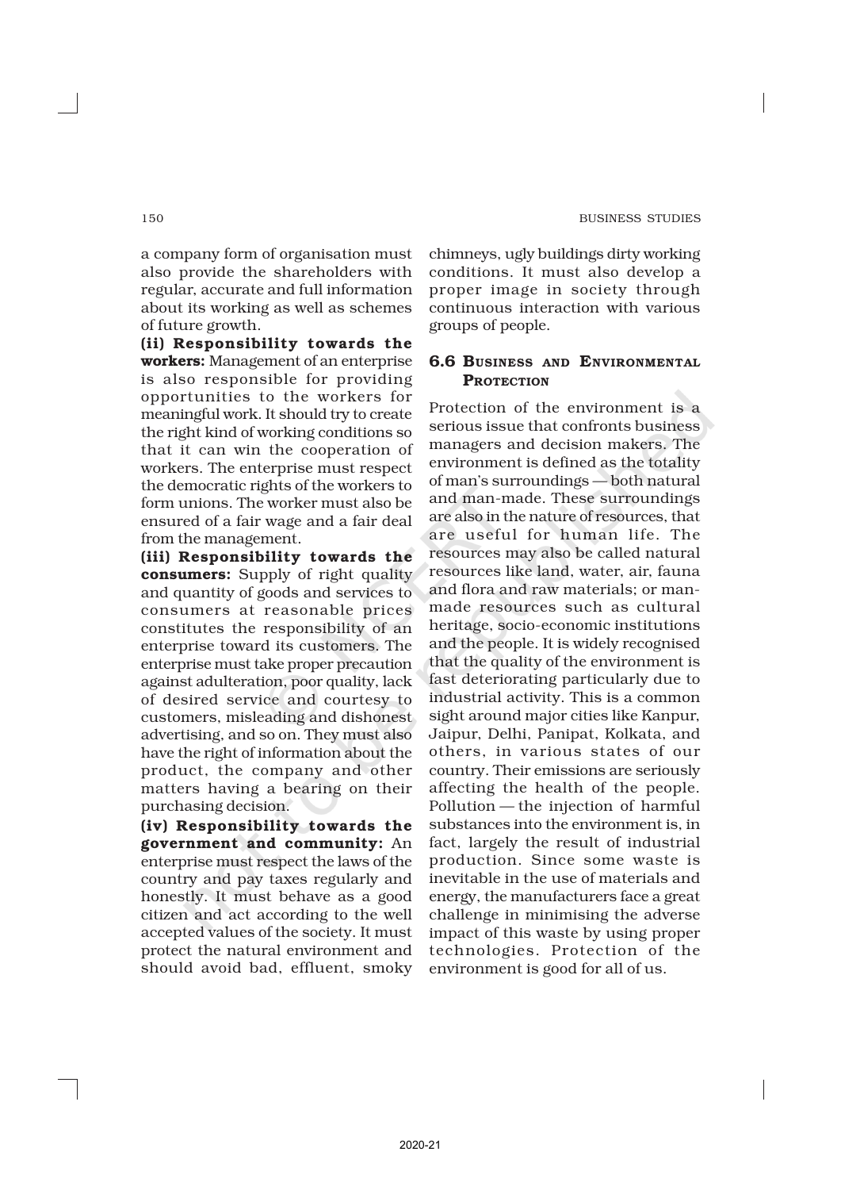a company form of organisation must also provide the shareholders with regular, accurate and full information about its working as well as schemes of future growth.

**(ii) Responsibility towards the workers:** Management of an enterprise is also responsible for providing opportunities to the workers for meaningful work. It should try to create the right kind of working conditions so that it can win the cooperation of workers. The enterprise must respect the democratic rights of the workers to form unions. The worker must also be ensured of a fair wage and a fair deal from the management.

**(iii) Responsibility towards the consumers:** Supply of right quality and quantity of goods and services to consumers at reasonable prices constitutes the responsibility of an enterprise toward its customers. The enterprise must take proper precaution against adulteration, poor quality, lack of desired service and courtesy to customers, misleading and dishonest advertising, and so on. They must also have the right of information about the product, the company and other matters having a bearing on their purchasing decision.

**(iv) Responsibility towards the government and community:** An enterprise must respect the laws of the country and pay taxes regularly and honestly. It must behave as a good citizen and act according to the well accepted values of the society. It must protect the natural environment and should avoid bad, effluent, smoky chimneys, ugly buildings dirty working conditions. It must also develop a proper image in society through continuous interaction with various groups of people.

## 6.6 Business and Environmental Protection

Protection of the environment is a serious issue that confronts business managers and decision makers. The environment is defined as the totality of man's surroundings — both natural and man-made. These surroundings are also in the nature of resources, that are useful for human life. The resources may also be called natural resources like land, water, air, fauna and flora and raw materials; or man-made resources such as cultural heritage, socio-economic institutions and the people. It is widely recognised that the quality of the environment is fast deteriorating particularly due to industrial activity. This is a common sight around major cities like Kanpur, Jaipur, Delhi, Panipat, Kolkata, and others, in various states of our country. Their emissions are seriously affecting the health of the people. Pollution — the injection of harmful substances into the environment is, in fact, largely the result of industrial production. Since some waste is inevitable in the use of materials and energy, the manufacturers face a great challenge in minimising the adverse impact of this waste by using proper technologies. Protection of the environment is good for all of us.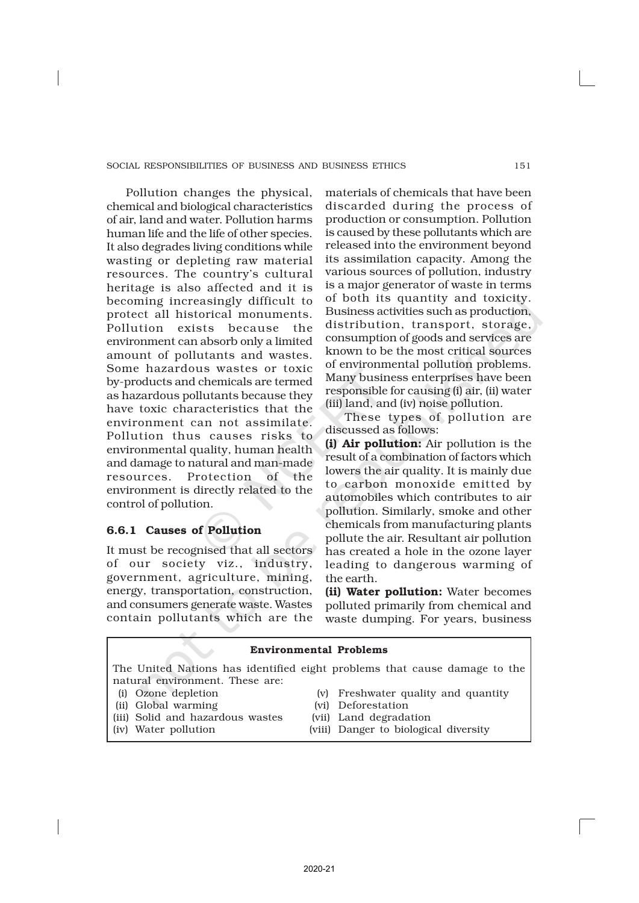Pollution changes the physical, chemical and biological characteristics of air, land and water. Pollution harms human life and the life of other species. It also degrades living conditions while wasting or depleting raw material resources. The country's cultural heritage is also affected and it is becoming increasingly difficult to protect all historical monuments. Pollution exists because the environment can absorb only a limited amount of pollutants and wastes. Some hazardous wastes or toxic by-products and chemicals are termed as hazardous pollutants because they have toxic characteristics that the environment can not assimilate. Pollution thus causes risks to environmental quality, human health and damage to natural and man-made resources. Protection of the environment is directly related to the control of pollution.

### 6.6.1 Causes of Pollution

It must be recognised that all sectors of our society viz., industry, government, agriculture, mining, energy, transportation, construction, and consumers generate waste. Wastes contain pollutants which are the materials of chemicals that have been discarded during the process of production or consumption. Pollution is caused by these pollutants which are released into the environment beyond its assimilation capacity. Among the various sources of pollution, industry is a major generator of waste in terms of both its quantity and toxicity. Business activities such as production, distribution, transport, storage, consumption of goods and services are known to be the most critical sources of environmental pollution problems. Many business enterprises have been responsible for causing (i) air, (ii) water (iii) land, and (iv) noise pollution.

These types of pollution are discussed as follows:

**(i) Air pollution:** Air pollution is the result of a combination of factors which lowers the air quality. It is mainly due to carbon monoxide emitted by automobiles which contributes to air pollution. Similarly, smoke and other chemicals from manufacturing plants pollute the air. Resultant air pollution has created a hole in the ozone layer leading to dangerous warming of the earth.

**(ii) Water pollution:** Water becomes polluted primarily from chemical and waste dumping. For years, business

**Environmental Problems**

The United Nations has identified eight problems that cause damage to the natural environment. These are:

(i) Ozone depletion
(ii) Global warming
(iii) Solid and hazardous wastes
(iv) Water pollution
(v) Freshwater quality and quantity
(vi) Deforestation
(vii) Land degradation
(viii) Danger to biological diversity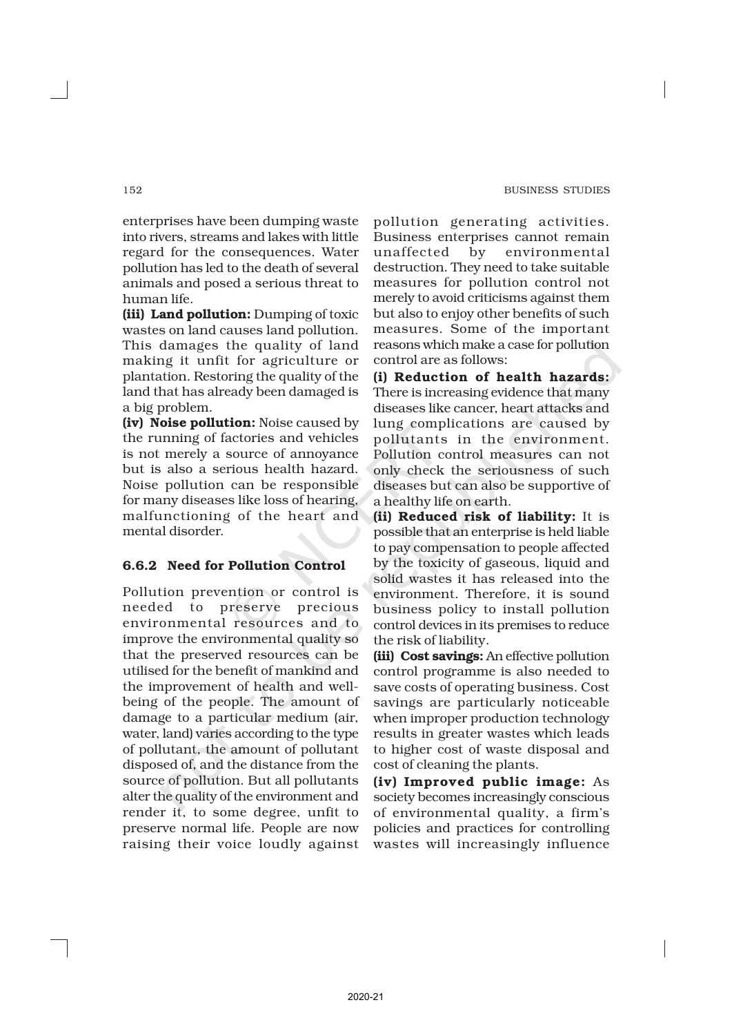enterprises have been dumping waste into rivers, streams and lakes with little regard for the consequences. Water pollution has led to the death of several animals and posed a serious threat to human life.

**(iii) Land pollution:** Dumping of toxic wastes on land causes land pollution. This damages the quality of land making it unfit for agriculture or plantation. Restoring the quality of the land that has already been damaged is a big problem.

**(iv) Noise pollution:** Noise caused by the running of factories and vehicles is not merely a source of annoyance but is also a serious health hazard. Noise pollution can be responsible for many diseases like loss of hearing, malfunctioning of the heart and mental disorder.

### 6.6.2 Need for Pollution Control

Pollution prevention or control is needed to preserve precious environmental resources and to improve the environmental quality so that the preserved resources can be utilised for the benefit of mankind and the improvement of health and well-being of the people. The amount of damage to a particular medium (air, water, land) varies according to the type of pollutant, the amount of pollutant disposed of, and the distance from the source of pollution. But all pollutants alter the quality of the environment and render it, to some degree, unfit to preserve normal life. People are now raising their voice loudly against pollution generating activities. Business enterprises cannot remain unaffected by environmental destruction. They need to take suitable measures for pollution control not merely to avoid criticisms against them but also to enjoy other benefits of such measures. Some of the important reasons which make a case for pollution control are as follows:

**(i) Reduction of health hazards:** There is increasing evidence that many diseases like cancer, heart attacks and lung complications are caused by pollutants in the environment. Pollution control measures can not only check the seriousness of such diseases but can also be supportive of a healthy life on earth.

**(ii) Reduced risk of liability:** It is possible that an enterprise is held liable to pay compensation to people affected by the toxicity of gaseous, liquid and solid wastes it has released into the environment. Therefore, it is sound business policy to install pollution control devices in its premises to reduce the risk of liability.

**(iii) Cost savings:** An effective pollution control programme is also needed to save costs of operating business. Cost savings are particularly noticeable when improper production technology results in greater wastes which leads to higher cost of waste disposal and cost of cleaning the plants.

**(iv) Improved public image:** As society becomes increasingly conscious of environmental quality, a firm's policies and practices for controlling wastes will increasingly influence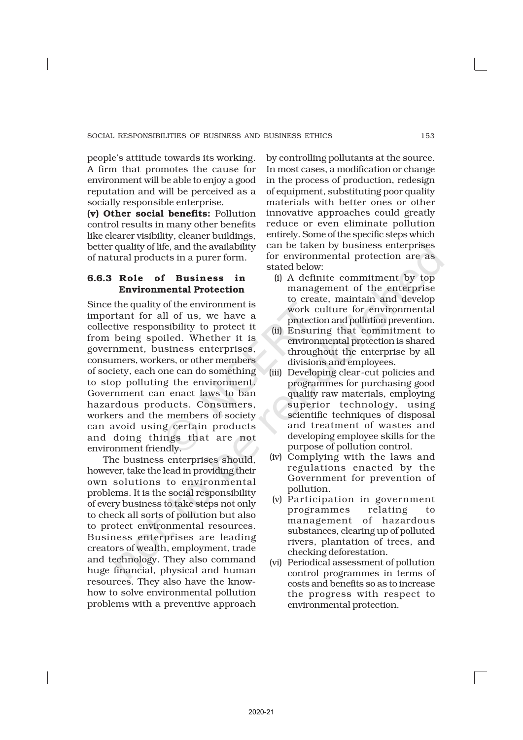people's attitude towards its working. A firm that promotes the cause for environment will be able to enjoy a good reputation and will be perceived as a socially responsible enterprise.

**(v) Other social benefits:** Pollution control results in many other benefits like clearer visibility, cleaner buildings, better quality of life, and the availability of natural products in a purer form.

### 6.6.3 Role of Business in Environmental Protection

Since the quality of the environment is important for all of us, we have a collective responsibility to protect it from being spoiled. Whether it is government, business enterprises, consumers, workers, or other members of society, each one can do something to stop polluting the environment. Government can enact laws to ban hazardous products. Consumers, workers and the members of society can avoid using certain products and doing things that are not environment friendly.

The business enterprises should, however, take the lead in providing their own solutions to environmental problems. It is the social responsibility of every business to take steps not only to check all sorts of pollution but also to protect environmental resources. Business enterprises are leading creators of wealth, employment, trade and technology. They also command huge financial, physical and human resources. They also have the know-how to solve environmental pollution problems with a preventive approach by controlling pollutants at the source. In most cases, a modification or change in the process of production, redesign of equipment, substituting poor quality materials with better ones or other innovative approaches could greatly reduce or even eliminate pollution entirely. Some of the specific steps which can be taken by business enterprises for environmental protection are as stated below:

(i) A definite commitment by top management of the enterprise to create, maintain and develop work culture for environmental protection and pollution prevention.

(ii) Ensuring that commitment to environmental protection is shared throughout the enterprise by all divisions and employees.

(iii) Developing clear-cut policies and programmes for purchasing good quality raw materials, employing superior technology, using scientific techniques of disposal and treatment of wastes and developing employee skills for the purpose of pollution control.

(iv) Complying with the laws and regulations enacted by the Government for prevention of pollution.

(v) Participation in government programmes relating to management of hazardous substances, clearing up of polluted rivers, plantation of trees, and checking deforestation.

(vi) Periodical assessment of pollution control programmes in terms of costs and benefits so as to increase the progress with respect to environmental protection.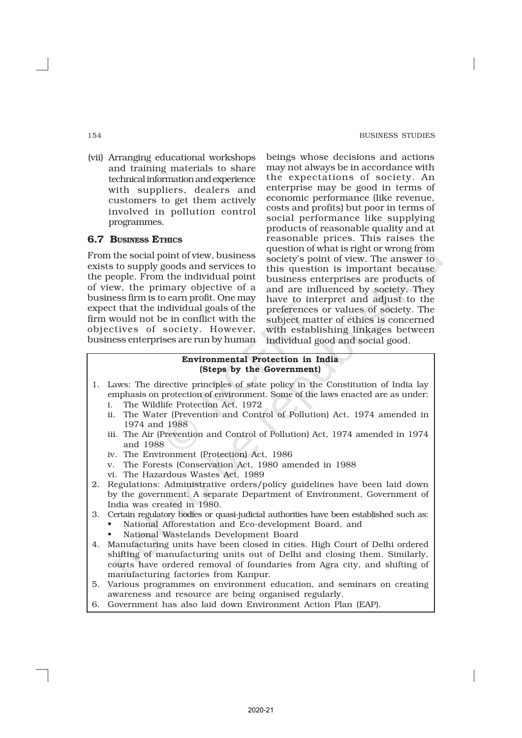(vii) Arranging educational workshops and training materials to share technical information and experience with suppliers, dealers and customers to get them actively involved in pollution control programmes.

## 6.7 Business Ethics

From the social point of view, business exists to supply goods and services to the people. From the individual point of view, the primary objective of a business firm is to earn profit. One may expect that the individual goals of the firm would not be in conflict with the objectives of society. However, business enterprises are run by human beings whose decisions and actions may not always be in accordance with the expectations of society. An enterprise may be good in terms of economic performance (like revenue, costs and profits) but poor in terms of social performance like supplying products of reasonable quality and at reasonable prices. This raises the question of what is right or wrong from society's point of view. The answer to this question is important because business enterprises are products of and are influenced by society. They have to interpret and adjust to the preferences or values of society. The subject matter of ethics is concerned with establishing linkages between individual good and social good.

**Environmental Protection in India (Steps by the Government)**

1. Laws: The directive principles of state policy in the Constitution of India lay emphasis on protection of environment. Some of the laws enacted are as under:
   i. The Wildlife Protection Act, 1972
   ii. The Water (Prevention and Control of Pollution) Act, 1974 amended in 1974 and 1988
   iii. The Air (Prevention and Control of Pollution) Act, 1974 amended in 1974 and 1988
   iv. The Environment (Protection) Act, 1986
   v. The Forests (Conservation Act, 1980 amended in 1988
   vi. The Hazardous Wastes Act, 1989
2. Regulations: Administrative orders/policy guidelines have been laid down by the government. A separate Department of Environment, Government of India was created in 1980.
3. Certain regulatory bodies or quasi-judicial authorities have been established such as:
   - National Afforestation and Eco-development Board, and
   - National Wastelands Development Board
4. Manufacturing units have been closed in cities. High Court of Delhi ordered shifting of manufacturing units out of Delhi and closing them. Similarly, courts have ordered removal of foundaries from Agra city, and shifting of manufacturing factories from Kanpur.
5. Various programmes on environment education, and seminars on creating awareness and resource are being organised regularly.
6. Government has also laid down Environment Action Plan (EAP).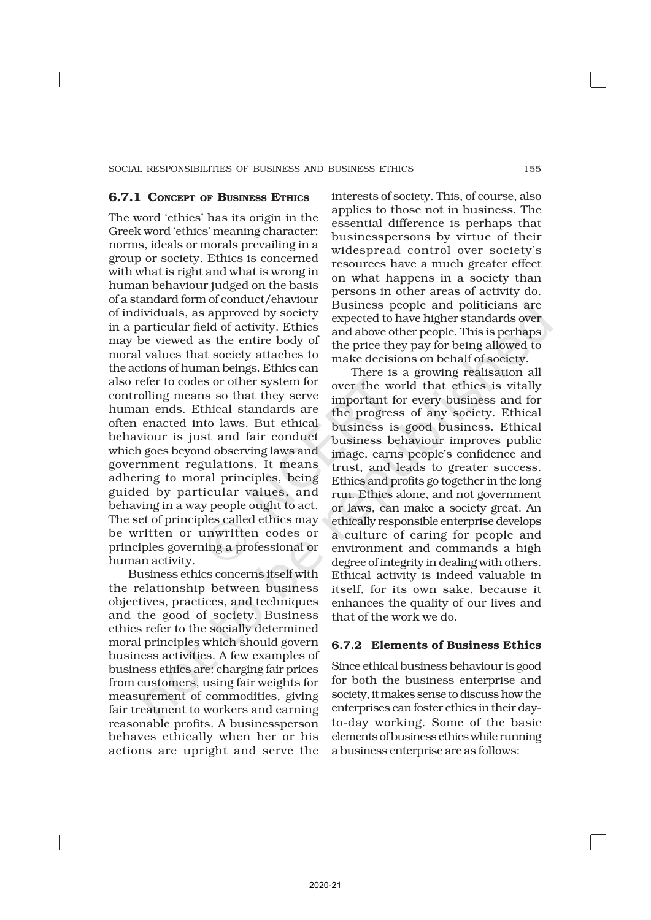### 6.7.1 Concept of Business Ethics

The word 'ethics' has its origin in the Greek word 'ethics' meaning character; norms, ideals or morals prevailing in a group or society. Ethics is concerned with what is right and what is wrong in human behaviour judged on the basis of a standard form of conduct/ehaviour of individuals, as approved by society in a particular field of activity. Ethics may be viewed as the entire body of moral values that society attaches to the actions of human beings. Ethics can also refer to codes or other system for controlling means so that they serve human ends. Ethical standards are often enacted into laws. But ethical behaviour is just and fair conduct which goes beyond observing laws and government regulations. It means adhering to moral principles, being guided by particular values, and behaving in a way people ought to act. The set of principles called ethics may be written or unwritten codes or principles governing a professional or human activity.

Business ethics concerns itself with the relationship between business objectives, practices, and techniques and the good of society. Business ethics refer to the socially determined moral principles which should govern business activities. A few examples of business ethics are: charging fair prices from customers, using fair weights for measurement of commodities, giving fair treatment to workers and earning reasonable profits. A businessperson behaves ethically when her or his actions are upright and serve the interests of society. This, of course, also applies to those not in business. The essential difference is perhaps that businesspersons by virtue of their widespread control over society's resources have a much greater effect on what happens in a society than persons in other areas of activity do. Business people and politicians are expected to have higher standards over and above other people. This is perhaps the price they pay for being allowed to make decisions on behalf of society.

There is a growing realisation all over the world that ethics is vitally important for every business and for the progress of any society. Ethical business is good business. Ethical business behaviour improves public image, earns people's confidence and trust, and leads to greater success. Ethics and profits go together in the long run. Ethics alone, and not government or laws, can make a society great. An ethically responsible enterprise develops a culture of caring for people and environment and commands a high degree of integrity in dealing with others. Ethical activity is indeed valuable in itself, for its own sake, because it enhances the quality of our lives and that of the work we do.

### 6.7.2 Elements of Business Ethics

Since ethical business behaviour is good for both the business enterprise and society, it makes sense to discuss how the enterprises can foster ethics in their day-to-day working. Some of the basic elements of business ethics while running a business enterprise are as follows: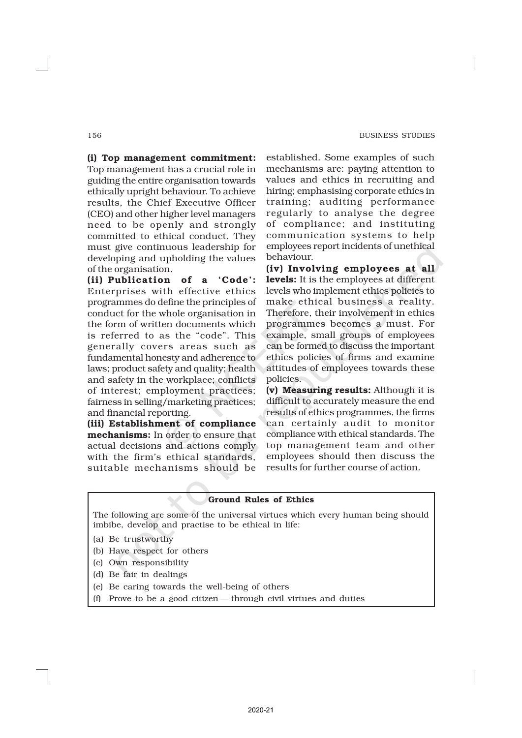**(i) Top management commitment:** Top management has a crucial role in guiding the entire organisation towards ethically upright behaviour. To achieve results, the Chief Executive Officer (CEO) and other higher level managers need to be openly and strongly committed to ethical conduct. They must give continuous leadership for developing and upholding the values of the organisation.

**(ii) Publication of a 'Code':** Enterprises with effective ethics programmes do define the principles of conduct for the whole organisation in the form of written documents which is referred to as the "code". This generally covers areas such as fundamental honesty and adherence to laws; product safety and quality; health and safety in the workplace; conflicts of interest; employment practices; fairness in selling/marketing practices; and financial reporting.

**(iii) Establishment of compliance mechanisms:** In order to ensure that actual decisions and actions comply with the firm's ethical standards, suitable mechanisms should be established. Some examples of such mechanisms are: paying attention to values and ethics in recruiting and hiring; emphasising corporate ethics in training; auditing performance regularly to analyse the degree of compliance; and instituting communication systems to help employees report incidents of unethical behaviour.

**(iv) Involving employees at all levels:** It is the employees at different levels who implement ethics policies to make ethical business a reality. Therefore, their involvement in ethics programmes becomes a must. For example, small groups of employees can be formed to discuss the important ethics policies of firms and examine attitudes of employees towards these policies.

**(v) Measuring results:** Although it is difficult to accurately measure the end results of ethics programmes, the firms can certainly audit to monitor compliance with ethical standards. The top management team and other employees should then discuss the results for further course of action.

**Ground Rules of Ethics**

The following are some of the universal virtues which every human being should imbibe, develop and practise to be ethical in life:

(a) Be trustworthy
(b) Have respect for others
(c) Own responsibility
(d) Be fair in dealings
(e) Be caring towards the well-being of others
(f) Prove to be a good citizen — through civil virtues and duties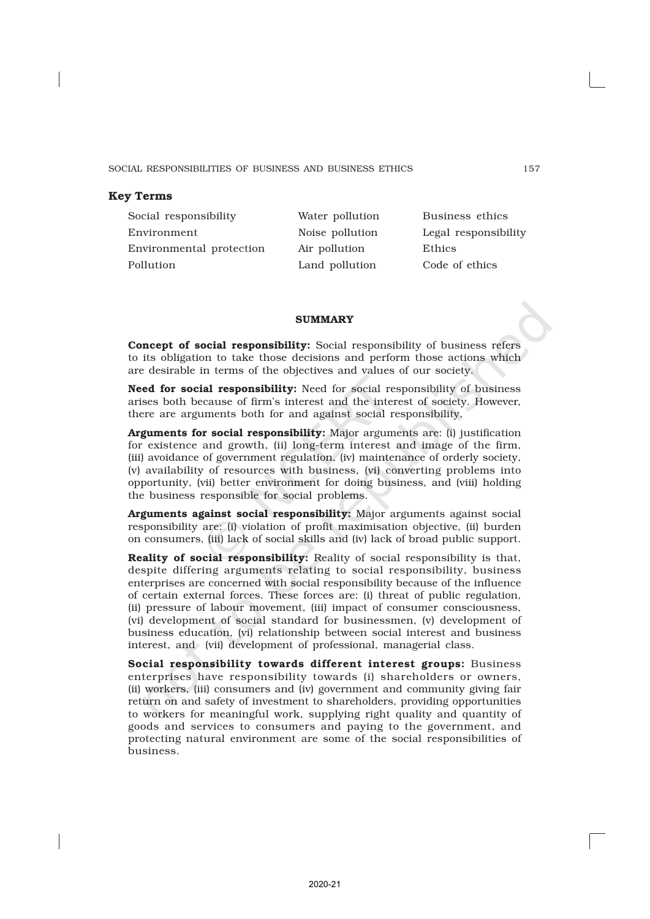## Key Terms

| | | |
|---|---|---|
| Social responsibility | Water pollution | Business ethics |
| Environment | Noise pollution | Legal responsibility |
| Environmental protection | Air pollution | Ethics |
| Pollution | Land pollution | Code of ethics |

## SUMMARY

**Concept of social responsibility:** Social responsibility of business refers to its obligation to take those decisions and perform those actions which are desirable in terms of the objectives and values of our society.

**Need for social responsibility:** Need for social responsibility of business arises both because of firm's interest and the interest of society. However, there are arguments both for and against social responsibility.

**Arguments for social responsibility:** Major arguments are: (i) justification for existence and growth, (ii) long-term interest and image of the firm, (iii) avoidance of government regulation, (iv) maintenance of orderly society, (v) availability of resources with business, (vi) converting problems into opportunity, (vii) better environment for doing business, and (viii) holding the business responsible for social problems.

**Arguments against social responsibility:** Major arguments against social responsibility are: (i) violation of profit maximisation objective, (ii) burden on consumers, (iii) lack of social skills and (iv) lack of broad public support.

**Reality of social responsibility:** Reality of social responsibility is that, despite differing arguments relating to social responsibility, business enterprises are concerned with social responsibility because of the influence of certain external forces. These forces are: (i) threat of public regulation, (ii) pressure of labour movement, (iii) impact of consumer consciousness, (vi) development of social standard for businessmen, (v) development of business education, (vi) relationship between social interest and business interest, and (vii) development of professional, managerial class.

**Social responsibility towards different interest groups:** Business enterprises have responsibility towards (i) shareholders or owners, (ii) workers, (iii) consumers and (iv) government and community giving fair return on and safety of investment to shareholders, providing opportunities to workers for meaningful work, supplying right quality and quantity of goods and services to consumers and paying to the government, and protecting natural environment are some of the social responsibilities of business.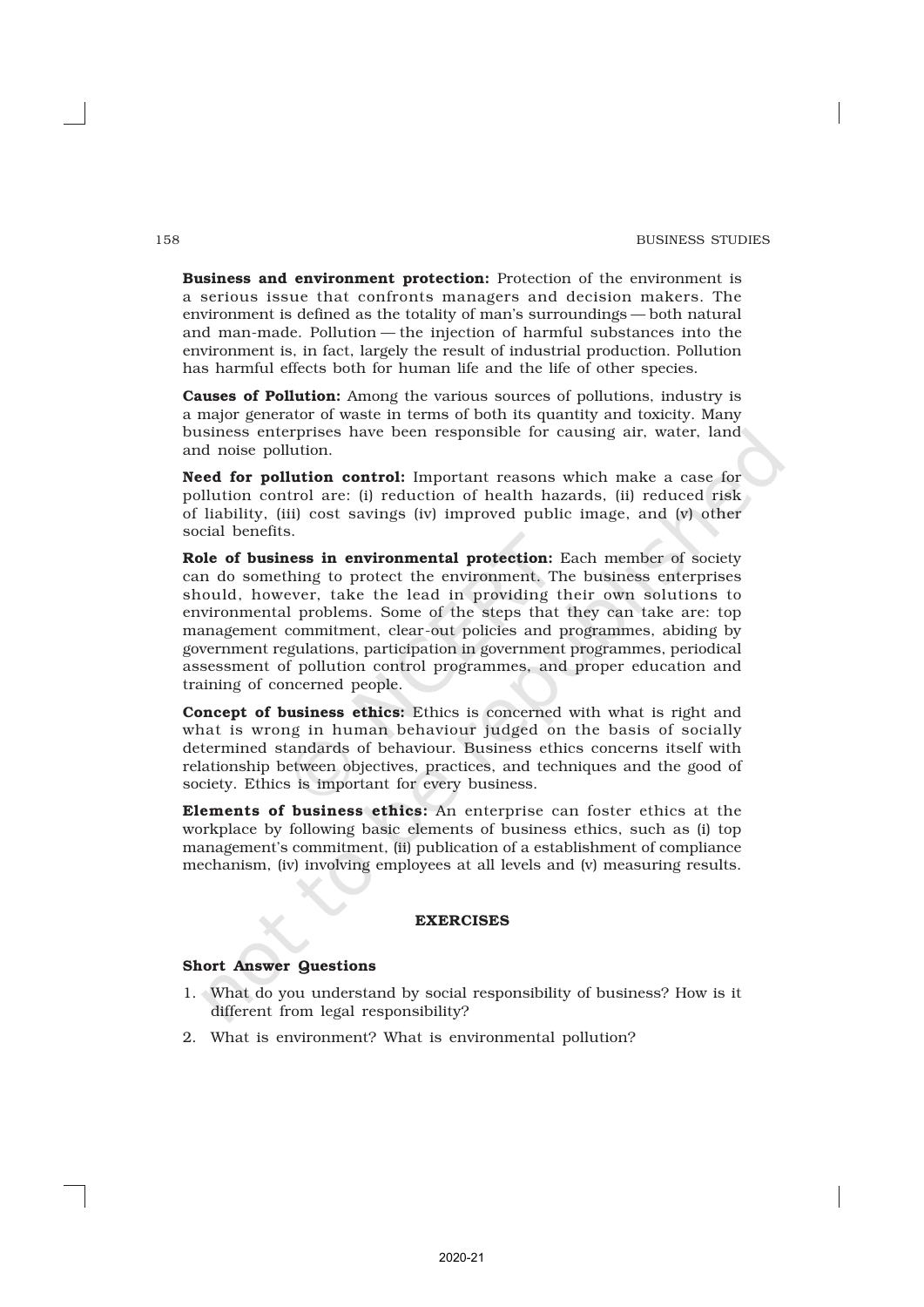**Business and environment protection:** Protection of the environment is a serious issue that confronts managers and decision makers. The environment is defined as the totality of man's surroundings — both natural and man-made. Pollution — the injection of harmful substances into the environment is, in fact, largely the result of industrial production. Pollution has harmful effects both for human life and the life of other species.

**Causes of Pollution:** Among the various sources of pollutions, industry is a major generator of waste in terms of both its quantity and toxicity. Many business enterprises have been responsible for causing air, water, land and noise pollution.

**Need for pollution control:** Important reasons which make a case for pollution control are: (i) reduction of health hazards, (ii) reduced risk of liability, (iii) cost savings (iv) improved public image, and (v) other social benefits.

**Role of business in environmental protection:** Each member of society can do something to protect the environment. The business enterprises should, however, take the lead in providing their own solutions to environmental problems. Some of the steps that they can take are: top management commitment, clear-out policies and programmes, abiding by government regulations, participation in government programmes, periodical assessment of pollution control programmes, and proper education and training of concerned people.

**Concept of business ethics:** Ethics is concerned with what is right and what is wrong in human behaviour judged on the basis of socially determined standards of behaviour. Business ethics concerns itself with relationship between objectives, practices, and techniques and the good of society. Ethics is important for every business.

**Elements of business ethics:** An enterprise can foster ethics at the workplace by following basic elements of business ethics, such as (i) top management's commitment, (ii) publication of a establishment of compliance mechanism, (iv) involving employees at all levels and (v) measuring results.

## EXERCISES

### Short Answer Questions

1. What do you understand by social responsibility of business? How is it different from legal responsibility?
2. What is environment? What is environmental pollution?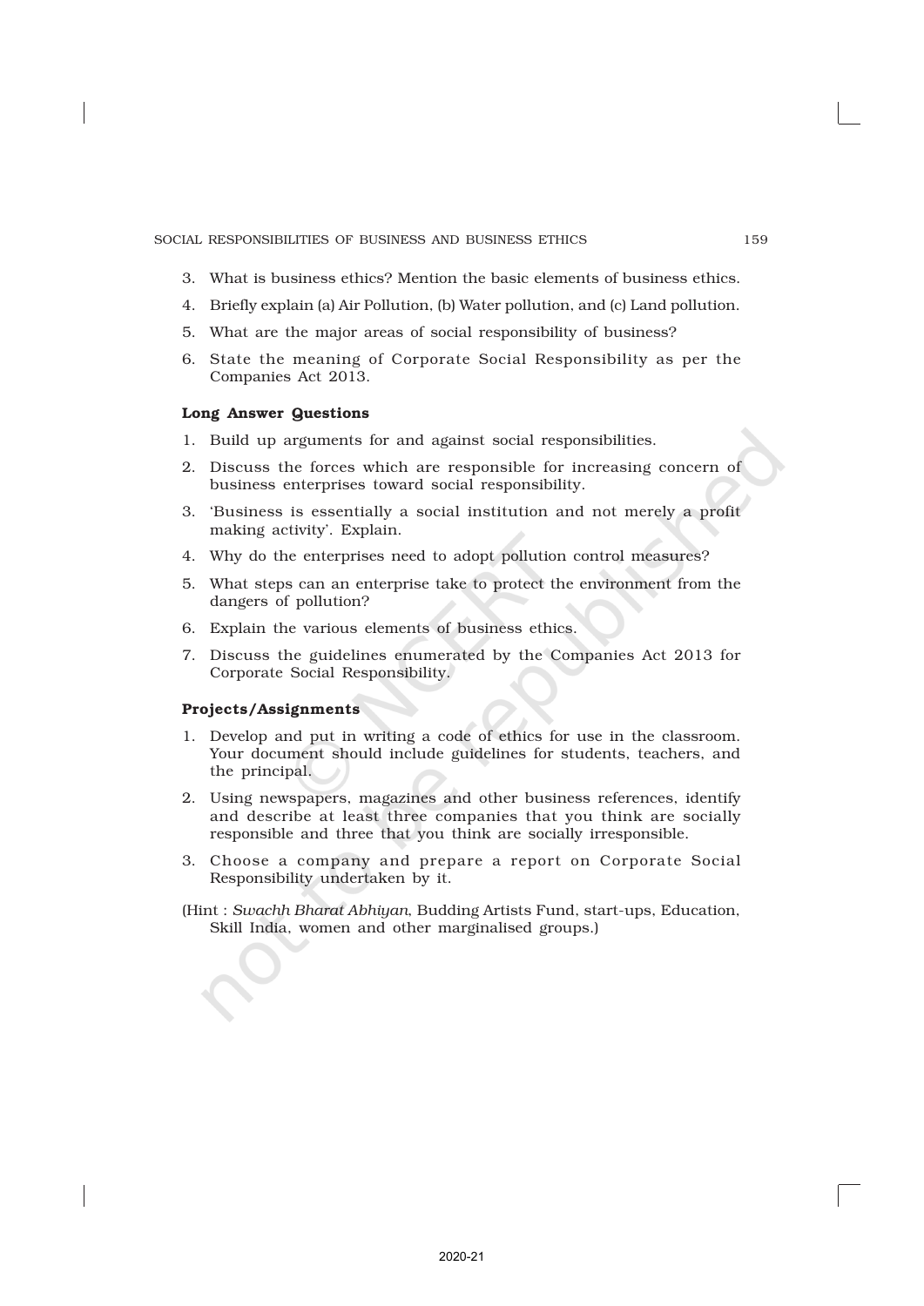3. What is business ethics? Mention the basic elements of business ethics.
4. Briefly explain (a) Air Pollution, (b) Water pollution, and (c) Land pollution.
5. What are the major areas of social responsibility of business?
6. State the meaning of Corporate Social Responsibility as per the Companies Act 2013.

### Long Answer Questions

1. Build up arguments for and against social responsibilities.
2. Discuss the forces which are responsible for increasing concern of business enterprises toward social responsibility.
3. 'Business is essentially a social institution and not merely a profit making activity'. Explain.
4. Why do the enterprises need to adopt pollution control measures?
5. What steps can an enterprise take to protect the environment from the dangers of pollution?
6. Explain the various elements of business ethics.
7. Discuss the guidelines enumerated by the Companies Act 2013 for Corporate Social Responsibility.

### Projects/Assignments

1. Develop and put in writing a code of ethics for use in the classroom. Your document should include guidelines for students, teachers, and the principal.
2. Using newspapers, magazines and other business references, identify and describe at least three companies that you think are socially responsible and three that you think are socially irresponsible.
3. Choose a company and prepare a report on Corporate Social Responsibility undertaken by it.

(Hint : *Swachh Bharat Abhiyan*, Budding Artists Fund, start-ups, Education, Skill India, women and other marginalised groups.)